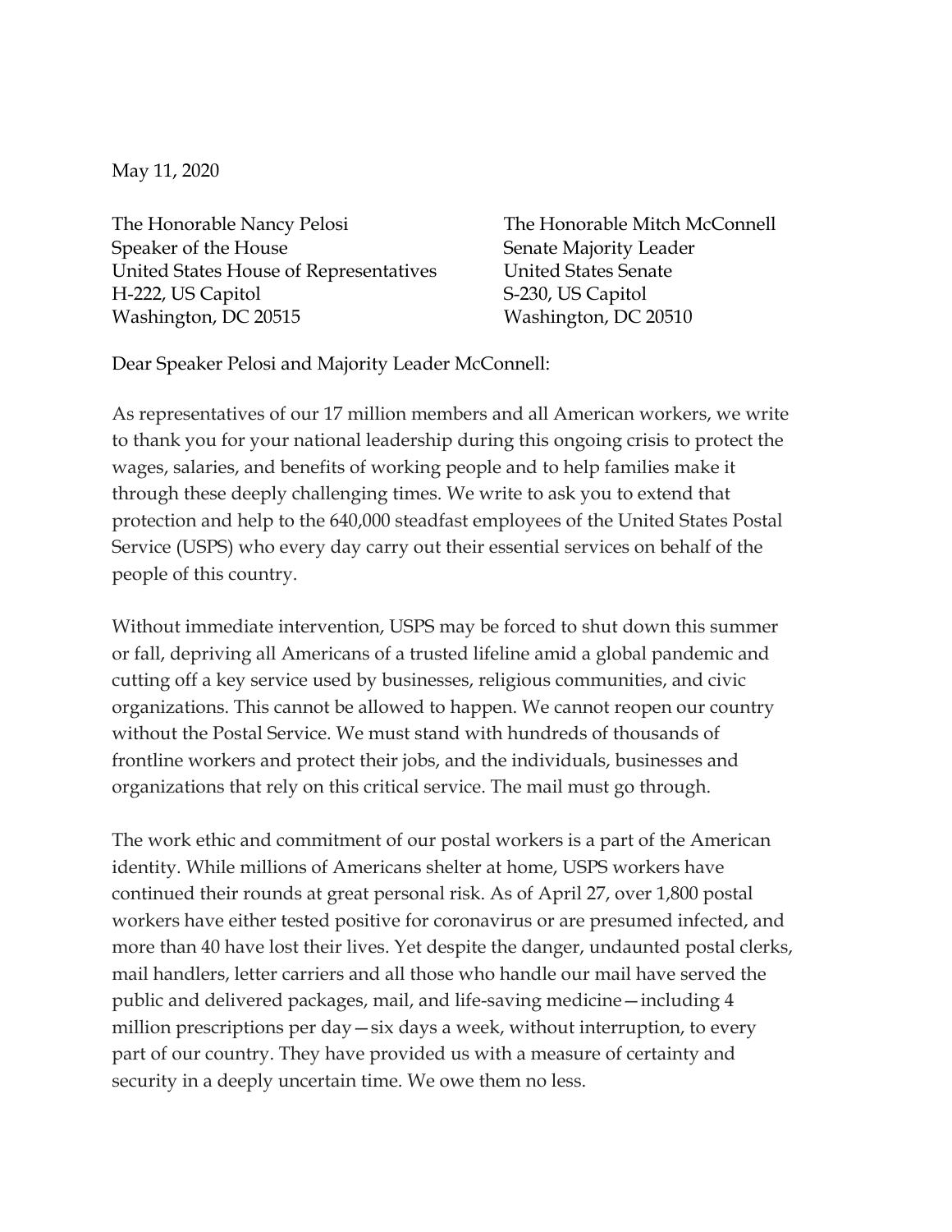May 11, 2020

The Honorable Nancy Pelosi
Speaker of the House
United States House of Representatives
H-222, US Capitol
Washington, DC 20515

The Honorable Mitch McConnell
Senate Majority Leader
United States Senate
S-230, US Capitol
Washington, DC 20510

Dear Speaker Pelosi and Majority Leader McConnell:

As representatives of our 17 million members and all American workers, we write to thank you for your national leadership during this ongoing crisis to protect the wages, salaries, and benefits of working people and to help families make it through these deeply challenging times. We write to ask you to extend that protection and help to the 640,000 steadfast employees of the United States Postal Service (USPS) who every day carry out their essential services on behalf of the people of this country.

Without immediate intervention, USPS may be forced to shut down this summer or fall, depriving all Americans of a trusted lifeline amid a global pandemic and cutting off a key service used by businesses, religious communities, and civic organizations. This cannot be allowed to happen. We cannot reopen our country without the Postal Service. We must stand with hundreds of thousands of frontline workers and protect their jobs, and the individuals, businesses and organizations that rely on this critical service. The mail must go through.

The work ethic and commitment of our postal workers is a part of the American identity. While millions of Americans shelter at home, USPS workers have continued their rounds at great personal risk. As of April 27, over 1,800 postal workers have either tested positive for coronavirus or are presumed infected, and more than 40 have lost their lives. Yet despite the danger, undaunted postal clerks, mail handlers, letter carriers and all those who handle our mail have served the public and delivered packages, mail, and life-saving medicine—including 4 million prescriptions per day—six days a week, without interruption, to every part of our country. They have provided us with a measure of certainty and security in a deeply uncertain time. We owe them no less.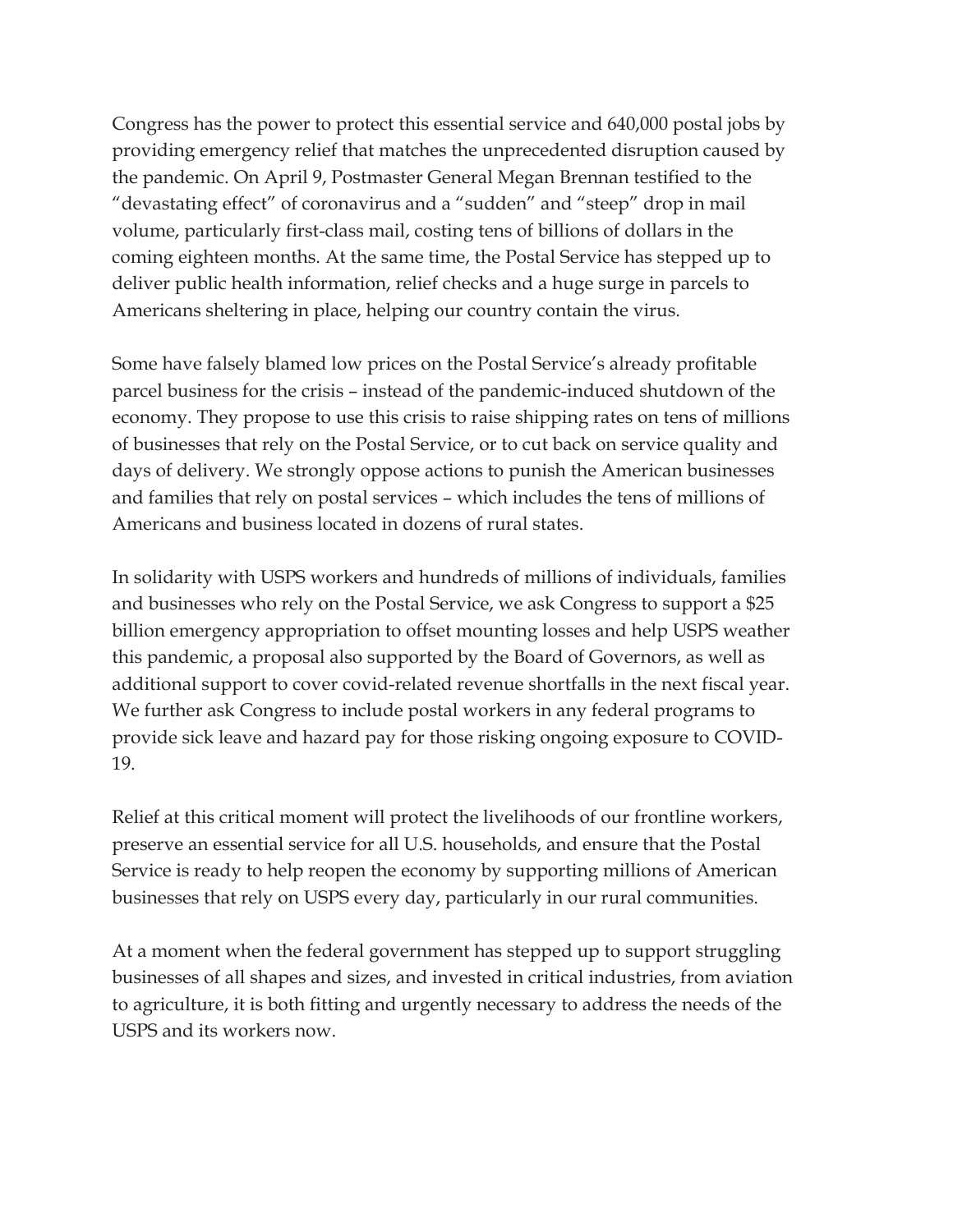Congress has the power to protect this essential service and 640,000 postal jobs by providing emergency relief that matches the unprecedented disruption caused by the pandemic. On April 9, Postmaster General Megan Brennan testified to the "devastating effect" of coronavirus and a "sudden" and "steep" drop in mail volume, particularly first-class mail, costing tens of billions of dollars in the coming eighteen months. At the same time, the Postal Service has stepped up to deliver public health information, relief checks and a huge surge in parcels to Americans sheltering in place, helping our country contain the virus.

Some have falsely blamed low prices on the Postal Service's already profitable parcel business for the crisis – instead of the pandemic-induced shutdown of the economy. They propose to use this crisis to raise shipping rates on tens of millions of businesses that rely on the Postal Service, or to cut back on service quality and days of delivery. We strongly oppose actions to punish the American businesses and families that rely on postal services – which includes the tens of millions of Americans and business located in dozens of rural states.

In solidarity with USPS workers and hundreds of millions of individuals, families and businesses who rely on the Postal Service, we ask Congress to support a $25 billion emergency appropriation to offset mounting losses and help USPS weather this pandemic, a proposal also supported by the Board of Governors, as well as additional support to cover covid-related revenue shortfalls in the next fiscal year. We further ask Congress to include postal workers in any federal programs to provide sick leave and hazard pay for those risking ongoing exposure to COVID-19.

Relief at this critical moment will protect the livelihoods of our frontline workers, preserve an essential service for all U.S. households, and ensure that the Postal Service is ready to help reopen the economy by supporting millions of American businesses that rely on USPS every day, particularly in our rural communities.

At a moment when the federal government has stepped up to support struggling businesses of all shapes and sizes, and invested in critical industries, from aviation to agriculture, it is both fitting and urgently necessary to address the needs of the USPS and its workers now.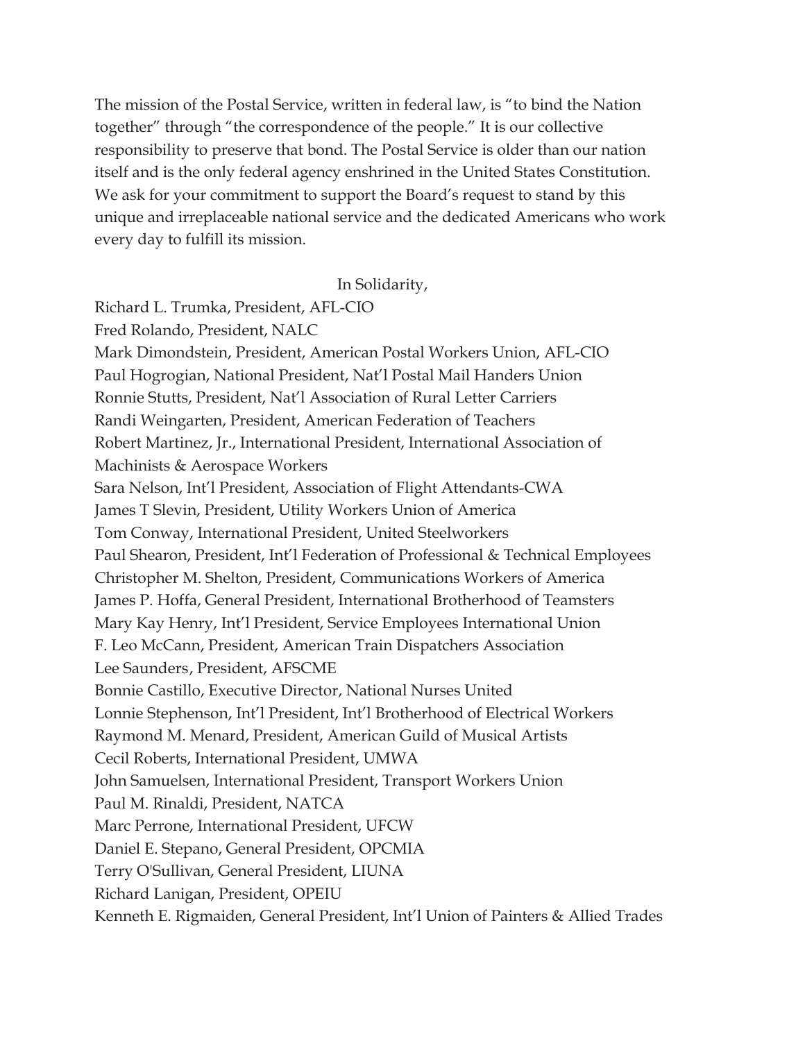The mission of the Postal Service, written in federal law, is "to bind the Nation together" through "the correspondence of the people." It is our collective responsibility to preserve that bond. The Postal Service is older than our nation itself and is the only federal agency enshrined in the United States Constitution. We ask for your commitment to support the Board's request to stand by this unique and irreplaceable national service and the dedicated Americans who work every day to fulfill its mission.

In Solidarity,

Richard L. Trumka, President, AFL-CIO
Fred Rolando, President, NALC
Mark Dimondstein, President, American Postal Workers Union, AFL-CIO
Paul Hogrogian, National President, Nat'l Postal Mail Handers Union
Ronnie Stutts, President, Nat'l Association of Rural Letter Carriers
Randi Weingarten, President, American Federation of Teachers
Robert Martinez, Jr., International President, International Association of Machinists & Aerospace Workers
Sara Nelson, Int'l President, Association of Flight Attendants-CWA
James T Slevin, President, Utility Workers Union of America
Tom Conway, International President, United Steelworkers
Paul Shearon, President, Int'l Federation of Professional & Technical Employees
Christopher M. Shelton, President, Communications Workers of America
James P. Hoffa, General President, International Brotherhood of Teamsters
Mary Kay Henry, Int'l President, Service Employees International Union
F. Leo McCann, President, American Train Dispatchers Association
Lee Saunders, President, AFSCME
Bonnie Castillo, Executive Director, National Nurses United
Lonnie Stephenson, Int'l President, Int'l Brotherhood of Electrical Workers
Raymond M. Menard, President, American Guild of Musical Artists
Cecil Roberts, International President, UMWA
John Samuelsen, International President, Transport Workers Union
Paul M. Rinaldi, President, NATCA
Marc Perrone, International President, UFCW
Daniel E. Stepano, General President, OPCMIA
Terry O'Sullivan, General President, LIUNA
Richard Lanigan, President, OPEIU
Kenneth E. Rigmaiden, General President, Int'l Union of Painters & Allied Trades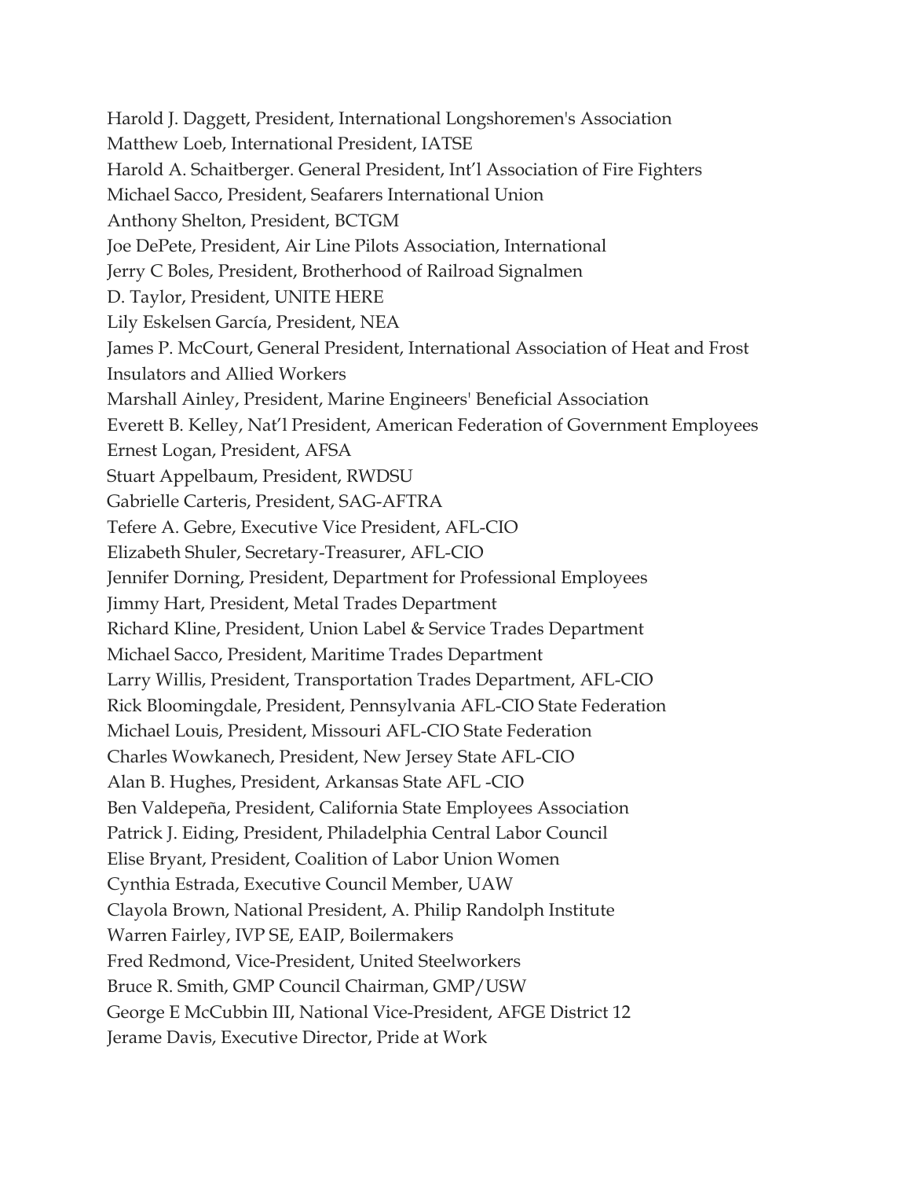Harold J. Daggett, President, International Longshoremen's Association
Matthew Loeb, International President, IATSE
Harold A. Schaitberger. General President, Int'l Association of Fire Fighters
Michael Sacco, President, Seafarers International Union
Anthony Shelton, President, BCTGM
Joe DePete, President, Air Line Pilots Association, International
Jerry C Boles, President, Brotherhood of Railroad Signalmen
D. Taylor, President, UNITE HERE
Lily Eskelsen García, President, NEA
James P. McCourt, General President, International Association of Heat and Frost Insulators and Allied Workers
Marshall Ainley, President, Marine Engineers' Beneficial Association
Everett B. Kelley, Nat'l President, American Federation of Government Employees
Ernest Logan, President, AFSA
Stuart Appelbaum, President, RWDSU
Gabrielle Carteris, President, SAG-AFTRA
Tefere A. Gebre, Executive Vice President, AFL-CIO
Elizabeth Shuler, Secretary-Treasurer, AFL-CIO
Jennifer Dorning, President, Department for Professional Employees
Jimmy Hart, President, Metal Trades Department
Richard Kline, President, Union Label & Service Trades Department
Michael Sacco, President, Maritime Trades Department
Larry Willis, President, Transportation Trades Department, AFL-CIO
Rick Bloomingdale, President, Pennsylvania AFL-CIO State Federation
Michael Louis, President, Missouri AFL-CIO State Federation
Charles Wowkanech, President, New Jersey State AFL-CIO
Alan B. Hughes, President, Arkansas State AFL -CIO
Ben Valdepeña, President, California State Employees Association
Patrick J. Eiding, President, Philadelphia Central Labor Council
Elise Bryant, President, Coalition of Labor Union Women
Cynthia Estrada, Executive Council Member, UAW
Clayola Brown, National President, A. Philip Randolph Institute
Warren Fairley, IVP SE, EAIP, Boilermakers
Fred Redmond, Vice-President, United Steelworkers
Bruce R. Smith, GMP Council Chairman, GMP/USW
George E McCubbin III, National Vice-President, AFGE District 12
Jerame Davis, Executive Director, Pride at Work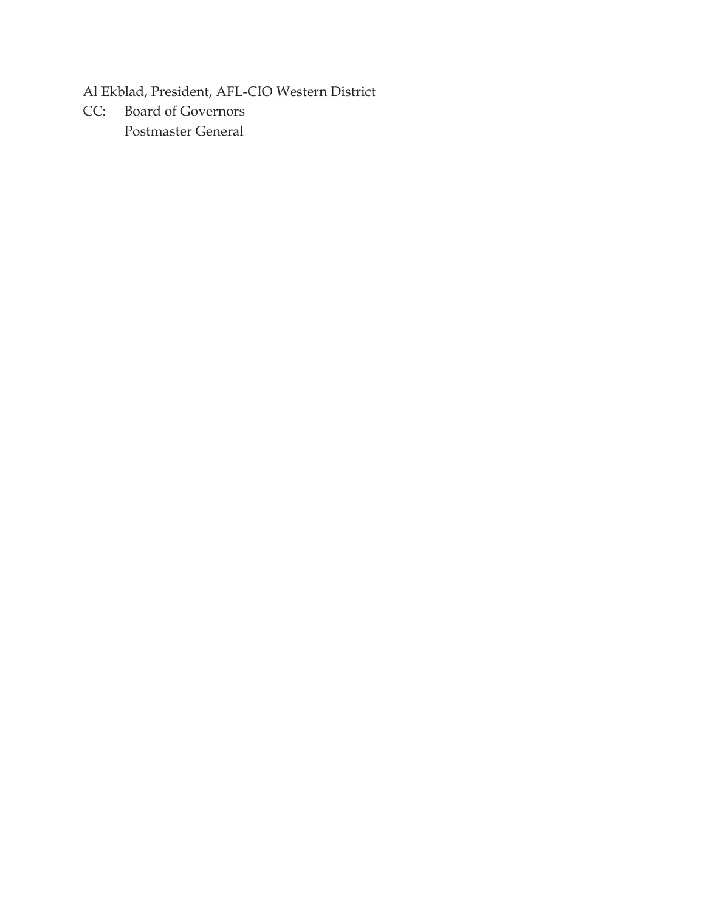Al Ekblad, President, AFL-CIO Western District

CC: Board of Governors
    Postmaster General